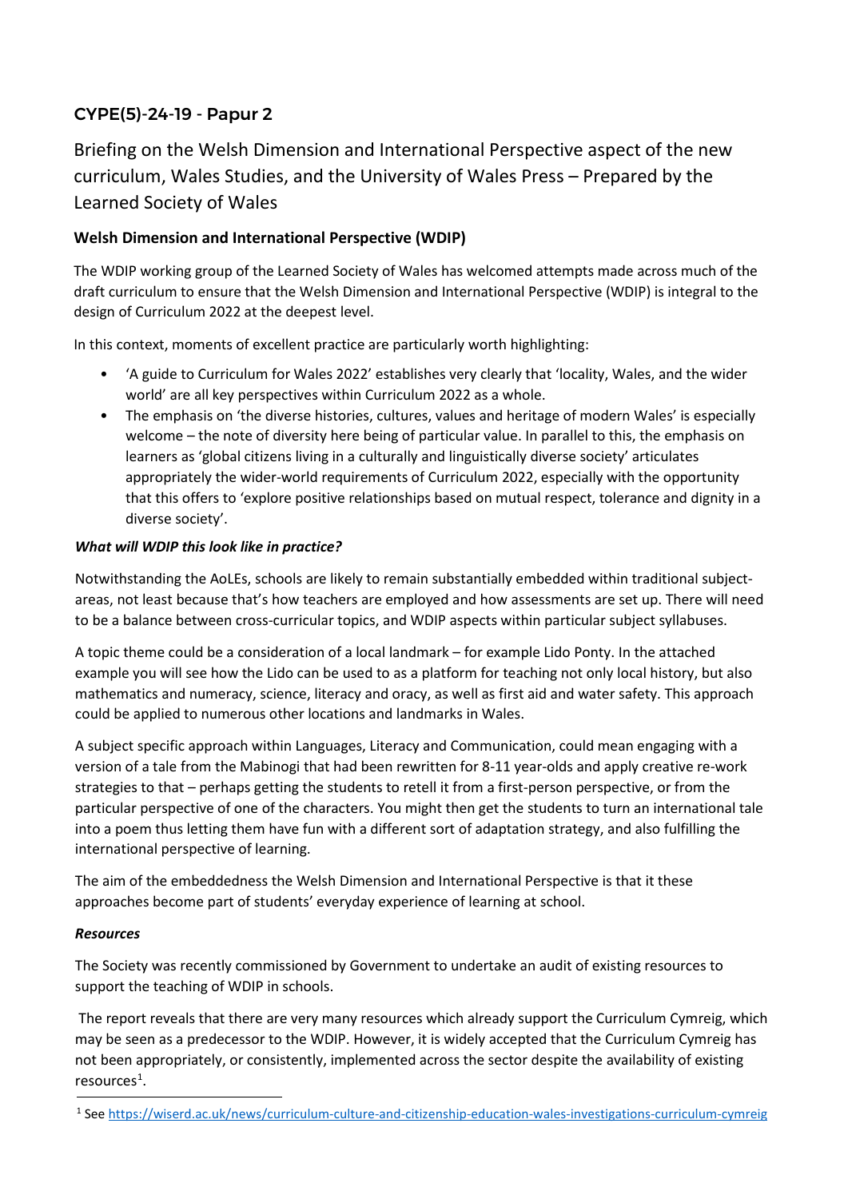## CYPE(5)-24-19 - Papur 2

# Briefing on the Welsh Dimension and International Perspective aspect of the new curriculum, Wales Studies, and the University of Wales Press – Prepared by the Learned Society of Wales

### Welsh Dimension and International Perspective (WDIP)

The WDIP working group of the Learned Society of Wales has welcomed attempts made across much of the draft curriculum to ensure that the Welsh Dimension and International Perspective (WDIP) is integral to the design of Curriculum 2022 at the deepest level.

In this context, moments of excellent practice are particularly worth highlighting:

- 'A guide to Curriculum for Wales 2022' establishes very clearly that 'locality, Wales, and the wider world' are all key perspectives within Curriculum 2022 as a whole.
- The emphasis on 'the diverse histories, cultures, values and heritage of modern Wales' is especially welcome – the note of diversity here being of particular value. In parallel to this, the emphasis on learners as 'global citizens living in a culturally and linguistically diverse society' articulates appropriately the wider-world requirements of Curriculum 2022, especially with the opportunity that this offers to 'explore positive relationships based on mutual respect, tolerance and dignity in a diverse society'.

***What will WDIP this look like in practice?***

Notwithstanding the AoLEs, schools are likely to remain substantially embedded within traditional subject-areas, not least because that's how teachers are employed and how assessments are set up. There will need to be a balance between cross-curricular topics, and WDIP aspects within particular subject syllabuses.

A topic theme could be a consideration of a local landmark – for example Lido Ponty. In the attached example you will see how the Lido can be used to as a platform for teaching not only local history, but also mathematics and numeracy, science, literacy and oracy, as well as first aid and water safety. This approach could be applied to numerous other locations and landmarks in Wales.

A subject specific approach within Languages, Literacy and Communication, could mean engaging with a version of a tale from the Mabinogi that had been rewritten for 8-11 year-olds and apply creative re-work strategies to that – perhaps getting the students to retell it from a first-person perspective, or from the particular perspective of one of the characters. You might then get the students to turn an international tale into a poem thus letting them have fun with a different sort of adaptation strategy, and also fulfilling the international perspective of learning.

The aim of the embeddedness the Welsh Dimension and International Perspective is that it these approaches become part of students' everyday experience of learning at school.

***Resources***

The Society was recently commissioned by Government to undertake an audit of existing resources to support the teaching of WDIP in schools.

The report reveals that there are very many resources which already support the Curriculum Cymreig, which may be seen as a predecessor to the WDIP. However, it is widely accepted that the Curriculum Cymreig has not been appropriately, or consistently, implemented across the sector despite the availability of existing resources[1].

[1] See https://wiserd.ac.uk/news/curriculum-culture-and-citizenship-education-wales-investigations-curriculum-cymreig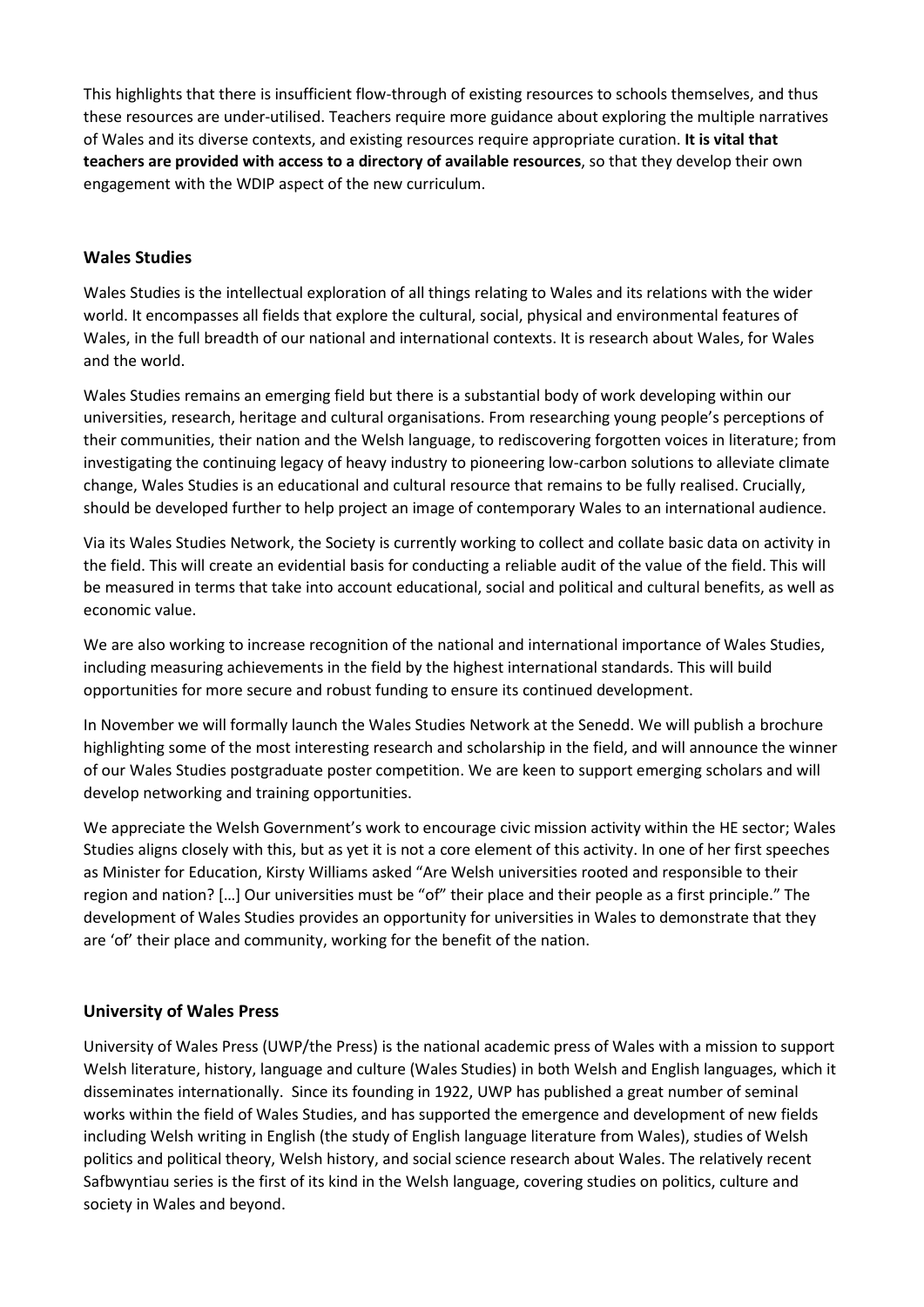This highlights that there is insufficient flow-through of existing resources to schools themselves, and thus these resources are under-utilised. Teachers require more guidance about exploring the multiple narratives of Wales and its diverse contexts, and existing resources require appropriate curation. **It is vital that teachers are provided with access to a directory of available resources**, so that they develop their own engagement with the WDIP aspect of the new curriculum.

## Wales Studies

Wales Studies is the intellectual exploration of all things relating to Wales and its relations with the wider world. It encompasses all fields that explore the cultural, social, physical and environmental features of Wales, in the full breadth of our national and international contexts. It is research about Wales, for Wales and the world.

Wales Studies remains an emerging field but there is a substantial body of work developing within our universities, research, heritage and cultural organisations. From researching young people's perceptions of their communities, their nation and the Welsh language, to rediscovering forgotten voices in literature; from investigating the continuing legacy of heavy industry to pioneering low-carbon solutions to alleviate climate change, Wales Studies is an educational and cultural resource that remains to be fully realised. Crucially, should be developed further to help project an image of contemporary Wales to an international audience.

Via its Wales Studies Network, the Society is currently working to collect and collate basic data on activity in the field. This will create an evidential basis for conducting a reliable audit of the value of the field. This will be measured in terms that take into account educational, social and political and cultural benefits, as well as economic value.

We are also working to increase recognition of the national and international importance of Wales Studies, including measuring achievements in the field by the highest international standards. This will build opportunities for more secure and robust funding to ensure its continued development.

In November we will formally launch the Wales Studies Network at the Senedd. We will publish a brochure highlighting some of the most interesting research and scholarship in the field, and will announce the winner of our Wales Studies postgraduate poster competition. We are keen to support emerging scholars and will develop networking and training opportunities.

We appreciate the Welsh Government's work to encourage civic mission activity within the HE sector; Wales Studies aligns closely with this, but as yet it is not a core element of this activity. In one of her first speeches as Minister for Education, Kirsty Williams asked "Are Welsh universities rooted and responsible to their region and nation? […] Our universities must be "of" their place and their people as a first principle." The development of Wales Studies provides an opportunity for universities in Wales to demonstrate that they are 'of' their place and community, working for the benefit of the nation.

## University of Wales Press

University of Wales Press (UWP/the Press) is the national academic press of Wales with a mission to support Welsh literature, history, language and culture (Wales Studies) in both Welsh and English languages, which it disseminates internationally. Since its founding in 1922, UWP has published a great number of seminal works within the field of Wales Studies, and has supported the emergence and development of new fields including Welsh writing in English (the study of English language literature from Wales), studies of Welsh politics and political theory, Welsh history, and social science research about Wales. The relatively recent Safbwyntiau series is the first of its kind in the Welsh language, covering studies on politics, culture and society in Wales and beyond.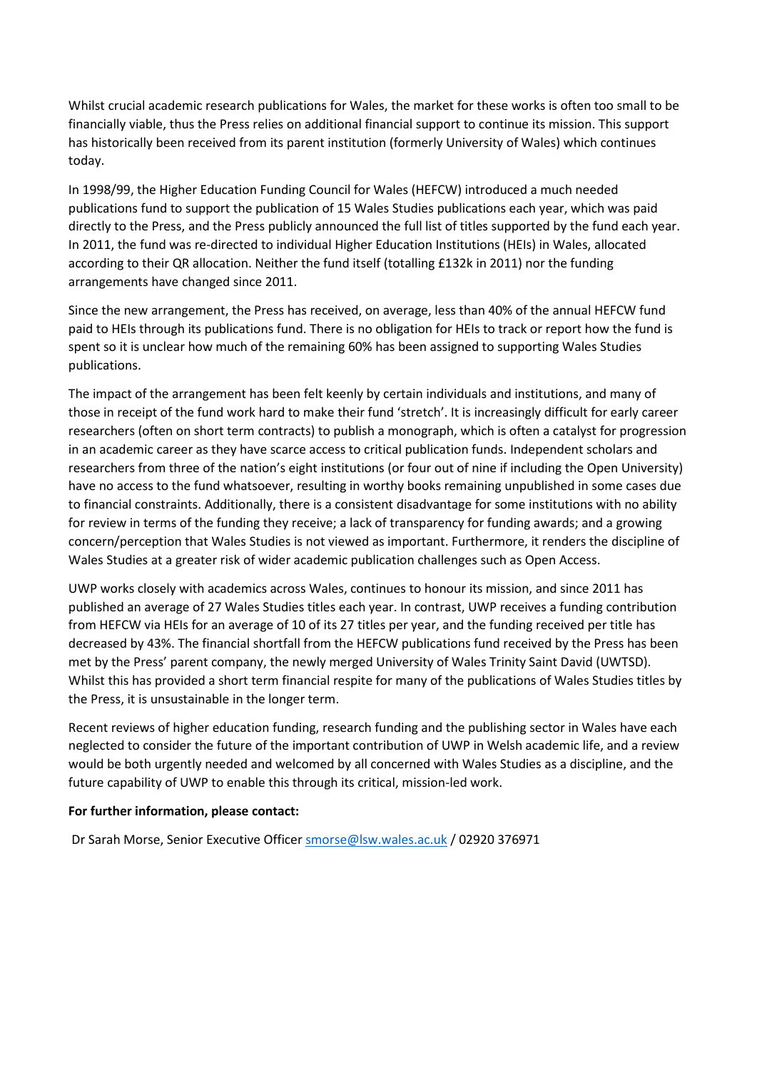Whilst crucial academic research publications for Wales, the market for these works is often too small to be financially viable, thus the Press relies on additional financial support to continue its mission. This support has historically been received from its parent institution (formerly University of Wales) which continues today.

In 1998/99, the Higher Education Funding Council for Wales (HEFCW) introduced a much needed publications fund to support the publication of 15 Wales Studies publications each year, which was paid directly to the Press, and the Press publicly announced the full list of titles supported by the fund each year. In 2011, the fund was re-directed to individual Higher Education Institutions (HEIs) in Wales, allocated according to their QR allocation. Neither the fund itself (totalling £132k in 2011) nor the funding arrangements have changed since 2011.

Since the new arrangement, the Press has received, on average, less than 40% of the annual HEFCW fund paid to HEIs through its publications fund. There is no obligation for HEIs to track or report how the fund is spent so it is unclear how much of the remaining 60% has been assigned to supporting Wales Studies publications.

The impact of the arrangement has been felt keenly by certain individuals and institutions, and many of those in receipt of the fund work hard to make their fund 'stretch'. It is increasingly difficult for early career researchers (often on short term contracts) to publish a monograph, which is often a catalyst for progression in an academic career as they have scarce access to critical publication funds. Independent scholars and researchers from three of the nation's eight institutions (or four out of nine if including the Open University) have no access to the fund whatsoever, resulting in worthy books remaining unpublished in some cases due to financial constraints. Additionally, there is a consistent disadvantage for some institutions with no ability for review in terms of the funding they receive; a lack of transparency for funding awards; and a growing concern/perception that Wales Studies is not viewed as important. Furthermore, it renders the discipline of Wales Studies at a greater risk of wider academic publication challenges such as Open Access.

UWP works closely with academics across Wales, continues to honour its mission, and since 2011 has published an average of 27 Wales Studies titles each year. In contrast, UWP receives a funding contribution from HEFCW via HEIs for an average of 10 of its 27 titles per year, and the funding received per title has decreased by 43%. The financial shortfall from the HEFCW publications fund received by the Press has been met by the Press' parent company, the newly merged University of Wales Trinity Saint David (UWTSD). Whilst this has provided a short term financial respite for many of the publications of Wales Studies titles by the Press, it is unsustainable in the longer term.

Recent reviews of higher education funding, research funding and the publishing sector in Wales have each neglected to consider the future of the important contribution of UWP in Welsh academic life, and a review would be both urgently needed and welcomed by all concerned with Wales Studies as a discipline, and the future capability of UWP to enable this through its critical, mission-led work.

**For further information, please contact:**

Dr Sarah Morse, Senior Executive Officer smorse@lsw.wales.ac.uk / 02920 376971